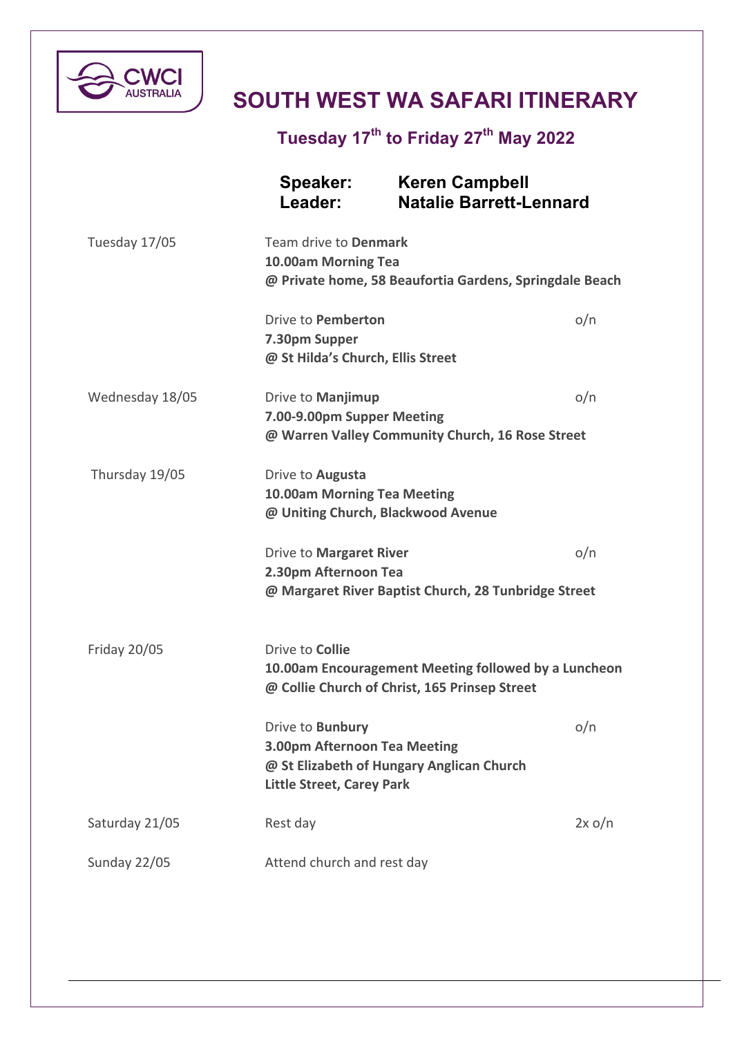CWCI AUSTRALIA

# SOUTH WEST WA SAFARI ITINERARY

## Tuesday 17th to Friday 27th May 2022

**Speaker: Keren Campbell**
**Leader: Natalie Barrett-Lennard**

| | | |
|---|---|---|
| Tuesday 17/05 | Team drive to **Denmark**<br>**10.00am Morning Tea**<br>**@ Private home, 58 Beaufortia Gardens, Springdale Beach** | |
| | Drive to **Pemberton**<br>**7.30pm Supper**<br>**@ St Hilda's Church, Ellis Street** | o/n |
| Wednesday 18/05 | Drive to **Manjimup**<br>**7.00-9.00pm Supper Meeting**<br>**@ Warren Valley Community Church, 16 Rose Street** | o/n |
| Thursday 19/05 | Drive to **Augusta**<br>**10.00am Morning Tea Meeting**<br>**@ Uniting Church, Blackwood Avenue** | |
| | Drive to **Margaret River**<br>**2.30pm Afternoon Tea**<br>**@ Margaret River Baptist Church, 28 Tunbridge Street** | o/n |
| Friday 20/05 | Drive to **Collie**<br>**10.00am Encouragement Meeting followed by a Luncheon**<br>**@ Collie Church of Christ, 165 Prinsep Street** | |
| | Drive to **Bunbury**<br>**3.00pm Afternoon Tea Meeting**<br>**@ St Elizabeth of Hungary Anglican Church**<br>**Little Street, Carey Park** | o/n |
| Saturday 21/05 | Rest day | 2x o/n |
| Sunday 22/05 | Attend church and rest day | |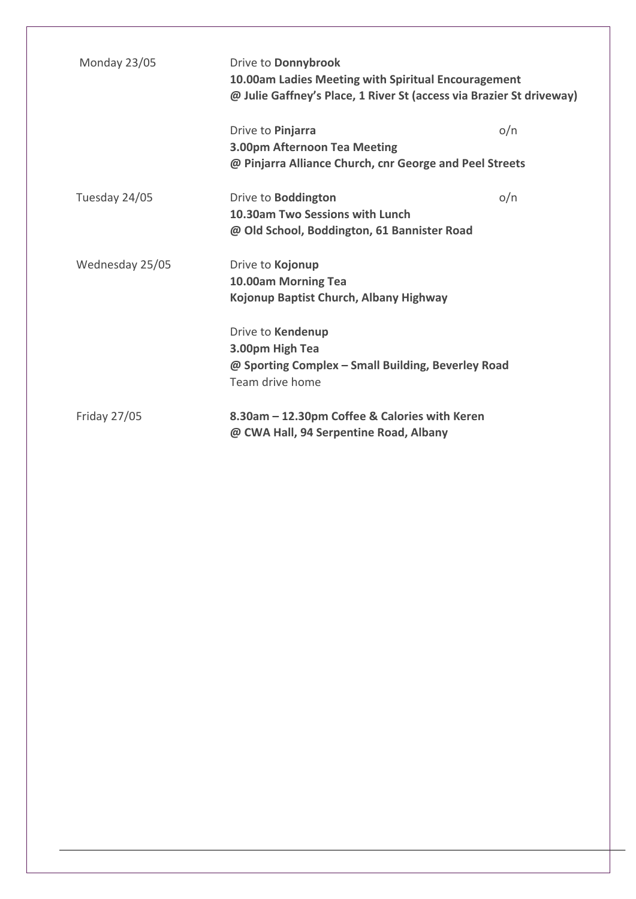| | | |
|---|---|---|
| Monday 23/05 | Drive to **Donnybrook**<br>**10.00am Ladies Meeting with Spiritual Encouragement**<br>**@ Julie Gaffney's Place, 1 River St (access via Brazier St driveway)** | |
| | Drive to **Pinjarra**<br>**3.00pm Afternoon Tea Meeting**<br>**@ Pinjarra Alliance Church, cnr George and Peel Streets** | o/n |
| Tuesday 24/05 | Drive to **Boddington**<br>**10.30am Two Sessions with Lunch**<br>**@ Old School, Boddington, 61 Bannister Road** | o/n |
| Wednesday 25/05 | Drive to **Kojonup**<br>**10.00am Morning Tea**<br>**Kojonup Baptist Church, Albany Highway** | |
| | Drive to **Kendenup**<br>**3.00pm High Tea**<br>**@ Sporting Complex – Small Building, Beverley Road**<br>Team drive home | |
| Friday 27/05 | **8.30am – 12.30pm Coffee & Calories with Keren**<br>**@ CWA Hall, 94 Serpentine Road, Albany** | |